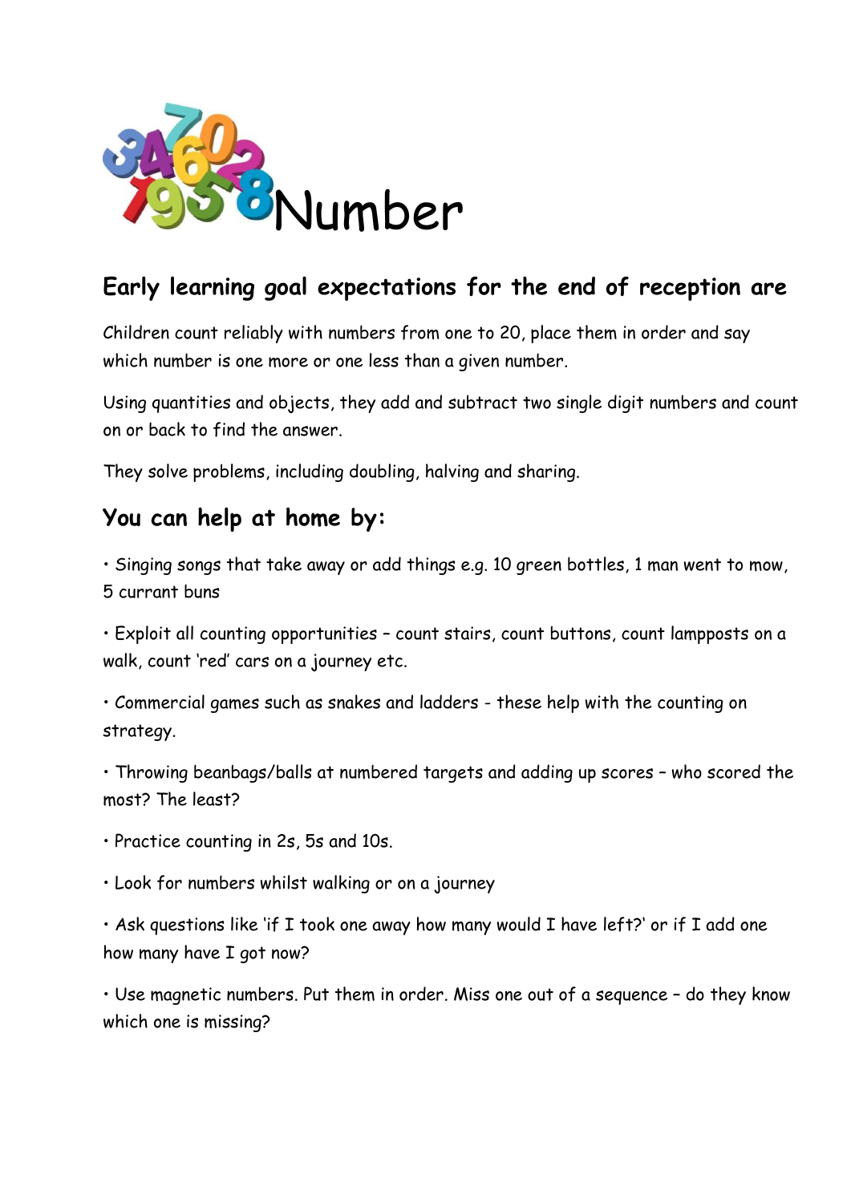# Number

## Early learning goal expectations for the end of reception are

Children count reliably with numbers from one to 20, place them in order and say which number is one more or one less than a given number.

Using quantities and objects, they add and subtract two single digit numbers and count on or back to find the answer.

They solve problems, including doubling, halving and sharing.

## You can help at home by:

- Singing songs that take away or add things e.g. 10 green bottles, 1 man went to mow, 5 currant buns
- Exploit all counting opportunities – count stairs, count buttons, count lampposts on a walk, count 'red' cars on a journey etc.
- Commercial games such as snakes and ladders - these help with the counting on strategy.
- Throwing beanbags/balls at numbered targets and adding up scores – who scored the most? The least?
- Practice counting in 2s, 5s and 10s.
- Look for numbers whilst walking or on a journey
- Ask questions like 'if I took one away how many would I have left?' or if I add one how many have I got now?
- Use magnetic numbers. Put them in order. Miss one out of a sequence – do they know which one is missing?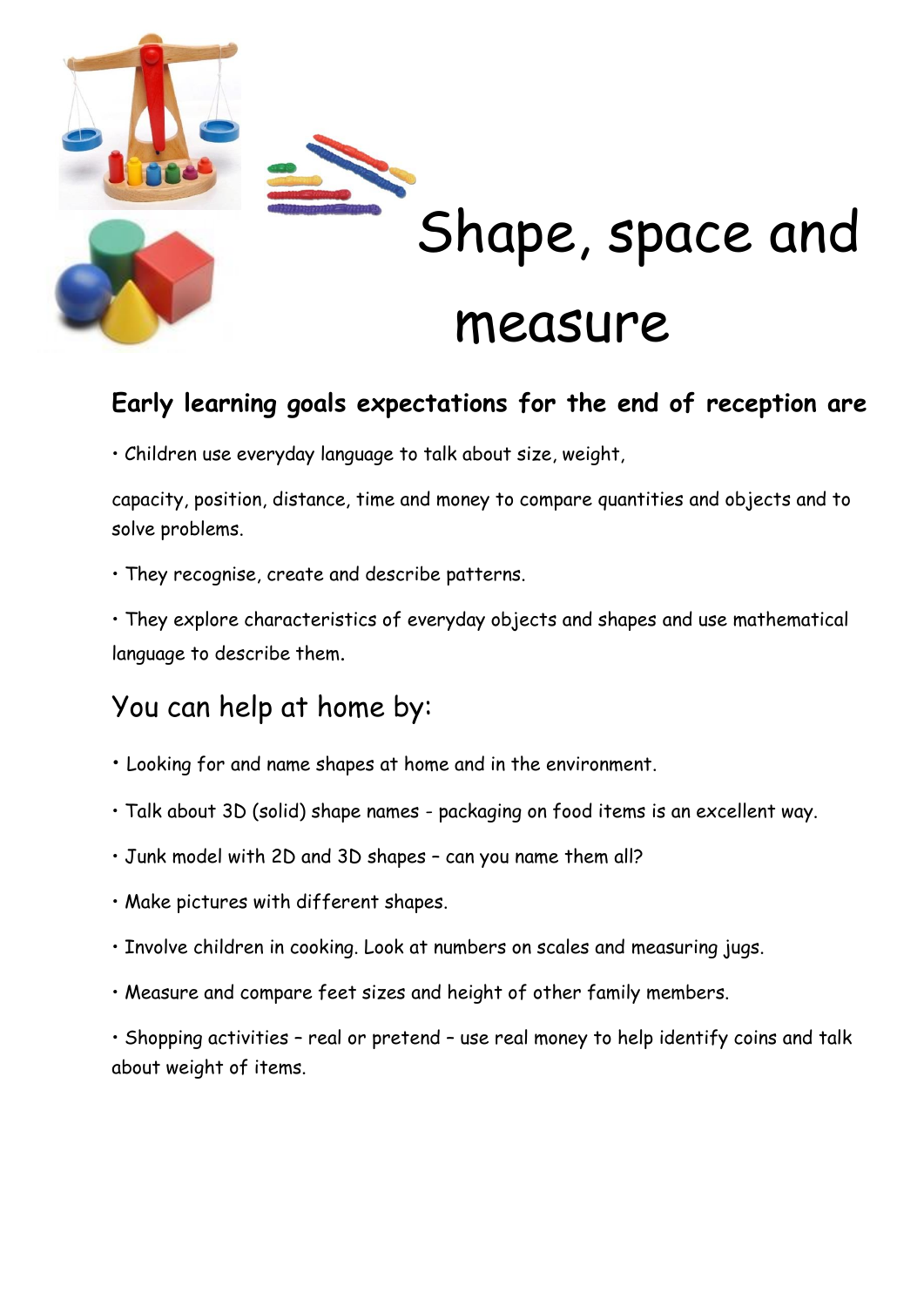# Shape, space and measure

**Early learning goals expectations for the end of reception are**

- Children use everyday language to talk about size, weight, capacity, position, distance, time and money to compare quantities and objects and to solve problems.
- They recognise, create and describe patterns.
- They explore characteristics of everyday objects and shapes and use mathematical language to describe them.

## You can help at home by:

- Looking for and name shapes at home and in the environment.
- Talk about 3D (solid) shape names - packaging on food items is an excellent way.
- Junk model with 2D and 3D shapes – can you name them all?
- Make pictures with different shapes.
- Involve children in cooking. Look at numbers on scales and measuring jugs.
- Measure and compare feet sizes and height of other family members.
- Shopping activities – real or pretend – use real money to help identify coins and talk about weight of items.